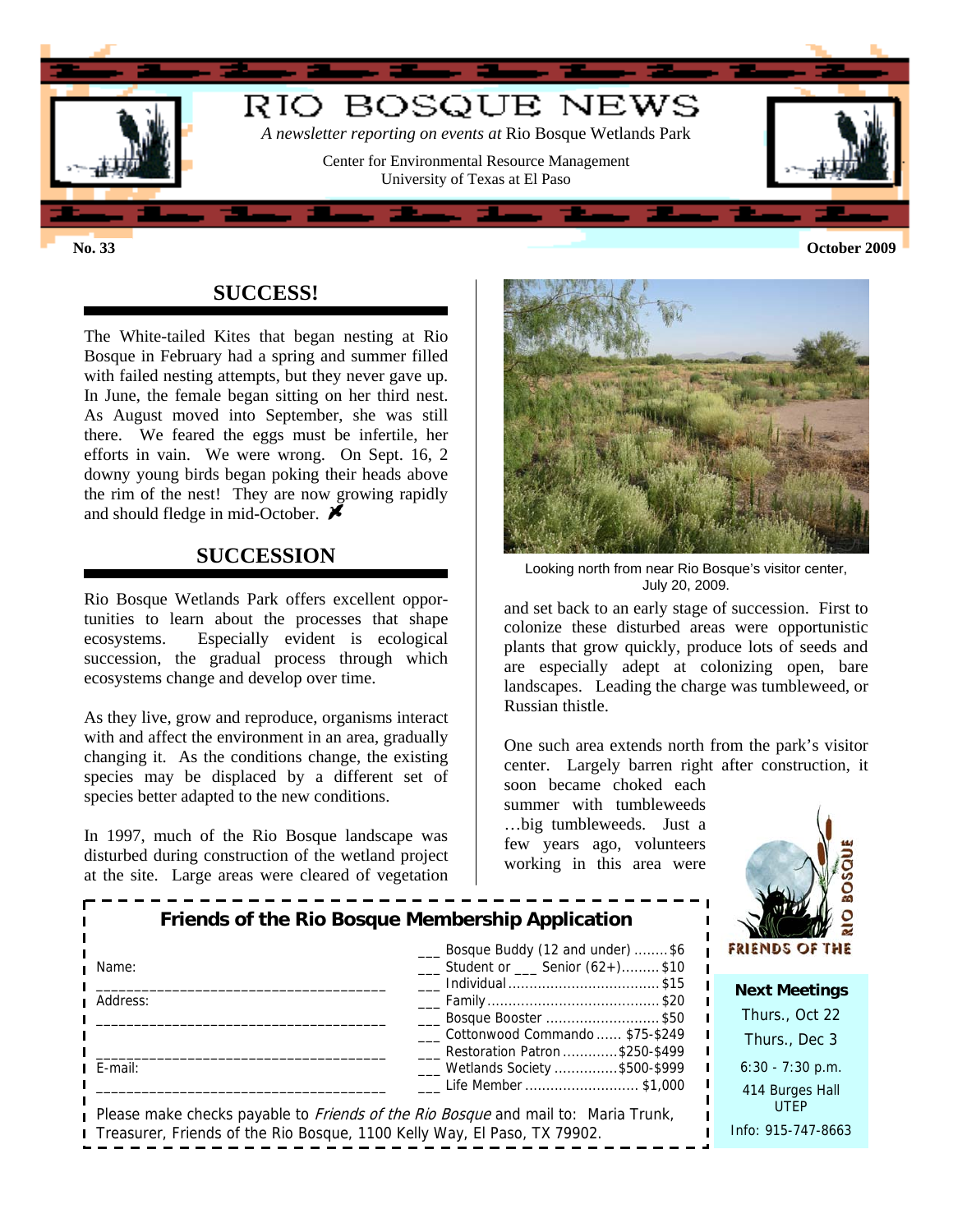# RIO BOSQUE NEWS

*A newsletter reporting on events at* Rio Bosque Wetlands Park

Center for Environmental Resource Management
University of Texas at El Paso

**No. 33** **October 2009**

## SUCCESS!

The White-tailed Kites that began nesting at Rio Bosque in February had a spring and summer filled with failed nesting attempts, but they never gave up. In June, the female began sitting on her third nest. As August moved into September, she was still there. We feared the eggs must be infertile, her efforts in vain. We were wrong. On Sept. 16, 2 downy young birds began poking their heads above the rim of the nest! They are now growing rapidly and should fledge in mid-October.

## SUCCESSION

Rio Bosque Wetlands Park offers excellent opportunities to learn about the processes that shape ecosystems. Especially evident is ecological succession, the gradual process through which ecosystems change and develop over time.

As they live, grow and reproduce, organisms interact with and affect the environment in an area, gradually changing it. As the conditions change, the existing species may be displaced by a different set of species better adapted to the new conditions.

In 1997, much of the Rio Bosque landscape was disturbed during construction of the wetland project at the site. Large areas were cleared of vegetation and set back to an early stage of succession. First to colonize these disturbed areas were opportunistic plants that grow quickly, produce lots of seeds and are especially adept at colonizing open, bare landscapes. Leading the charge was tumbleweed, or Russian thistle.

Looking north from near Rio Bosque's visitor center, July 20, 2009.

One such area extends north from the park's visitor center. Largely barren right after construction, it soon became choked each summer with tumbleweeds …big tumbleweeds. Just a few years ago, volunteers working in this area were

### Friends of the Rio Bosque Membership Application

Name: ____________________________________

Address: ____________________________________

____________________________________

E-mail: ____________________________________

- ___ Bosque Buddy (12 and under) ........$6
- ___ Student or ___ Senior (62+).........$10
- ___ Individual ....................................$15
- ___ Family .........................................$20
- ___ Bosque Booster ...........................$50
- ___ Cottonwood Commando ...... $75-$249
- ___ Restoration Patron .............$250-$499
- ___ Wetlands Society ...............$500-$999
- ___ Life Member ........................... $1,000

Please make checks payable to *Friends of the Rio Bosque* and mail to: Maria Trunk, Treasurer, Friends of the Rio Bosque, 1100 Kelly Way, El Paso, TX 79902.

FRIENDS OF THE RIO BOSQUE

**Next Meetings**

Thurs., Oct 22

Thurs., Dec 3

6:30 - 7:30 p.m.

414 Burges Hall UTEP

Info: 915-747-8663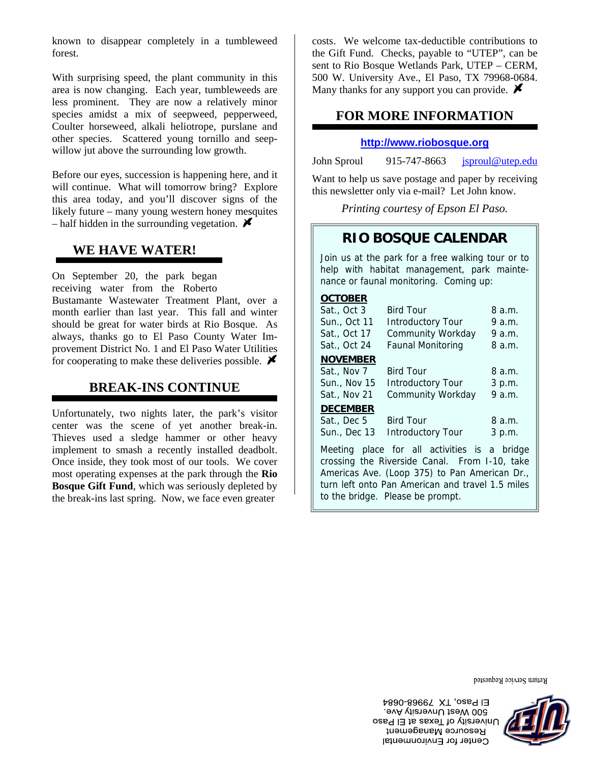known to disappear completely in a tumbleweed forest.

With surprising speed, the plant community in this area is now changing. Each year, tumbleweeds are less prominent. They are now a relatively minor species amidst a mix of seepweed, pepperweed, Coulter horseweed, alkali heliotrope, purslane and other species. Scattered young tornillo and seep-willow jut above the surrounding low growth.

Before our eyes, succession is happening here, and it will continue. What will tomorrow bring? Explore this area today, and you'll discover signs of the likely future – many young western honey mesquites – half hidden in the surrounding vegetation. ✗

## WE HAVE WATER!

On September 20, the park began receiving water from the Roberto Bustamante Wastewater Treatment Plant, over a month earlier than last year. This fall and winter should be great for water birds at Rio Bosque. As always, thanks go to El Paso County Water Improvement District No. 1 and El Paso Water Utilities for cooperating to make these deliveries possible. ✗

## BREAK-INS CONTINUE

Unfortunately, two nights later, the park's visitor center was the scene of yet another break-in. Thieves used a sledge hammer or other heavy implement to smash a recently installed deadbolt. Once inside, they took most of our tools. We cover most operating expenses at the park through the **Rio Bosque Gift Fund**, which was seriously depleted by the break-ins last spring. Now, we face even greater costs. We welcome tax-deductible contributions to the Gift Fund. Checks, payable to "UTEP", can be sent to Rio Bosque Wetlands Park, UTEP – CERM, 500 W. University Ave., El Paso, TX 79968-0684. Many thanks for any support you can provide. ✗

## FOR MORE INFORMATION

**http://www.riobosque.org**

John Sproul 915-747-8663 jsproul@utep.edu

Want to help us save postage and paper by receiving this newsletter only via e-mail? Let John know.

*Printing courtesy of Epson El Paso.*

## RIO BOSQUE CALENDAR

Join us at the park for a free walking tour or to help with habitat management, park maintenance or faunal monitoring. Coming up:

| | | |
|---|---|---|
| **OCTOBER** | | |
| Sat., Oct 3 | Bird Tour | 8 a.m. |
| Sun., Oct 11 | Introductory Tour | 9 a.m. |
| Sat., Oct 17 | Community Workday | 9 a.m. |
| Sat., Oct 24 | Faunal Monitoring | 8 a.m. |
| **NOVEMBER** | | |
| Sat., Nov 7 | Bird Tour | 8 a.m. |
| Sun., Nov 15 | Introductory Tour | 3 p.m. |
| Sat., Nov 21 | Community Workday | 9 a.m. |
| **DECEMBER** | | |
| Sat., Dec 5 | Bird Tour | 8 a.m. |
| Sun., Dec 13 | Introductory Tour | 3 p.m. |

Meeting place for all activities is a bridge crossing the Riverside Canal. From I-10, take Americas Ave. (Loop 375) to Pan American Dr., turn left onto Pan American and travel 1.5 miles to the bridge. Please be prompt.

Center for Environmental
Resource Management
University of Texas at El Paso
500 West University Ave.
El Paso, TX 79968-0684

Return Service Requested